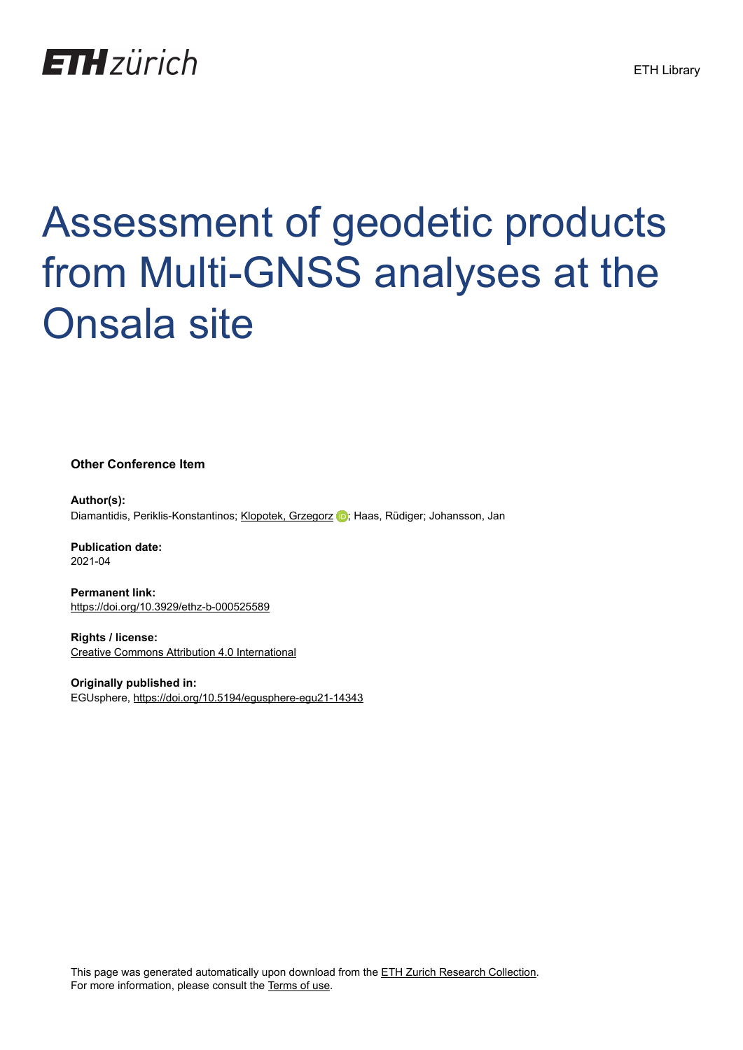ETH zürich

ETH Library

# Assessment of geodetic products from Multi-GNSS analyses at the Onsala site

**Other Conference Item**

**Author(s):**
Diamantidis, Periklis-Konstantinos; Klopotek, Grzegorz; Haas, Rüdiger; Johansson, Jan

**Publication date:**
2021-04

**Permanent link:**
https://doi.org/10.3929/ethz-b-000525589

**Rights / license:**
Creative Commons Attribution 4.0 International

**Originally published in:**
EGUsphere, https://doi.org/10.5194/egusphere-egu21-14343

This page was generated automatically upon download from the ETH Zurich Research Collection.
For more information, please consult the Terms of use.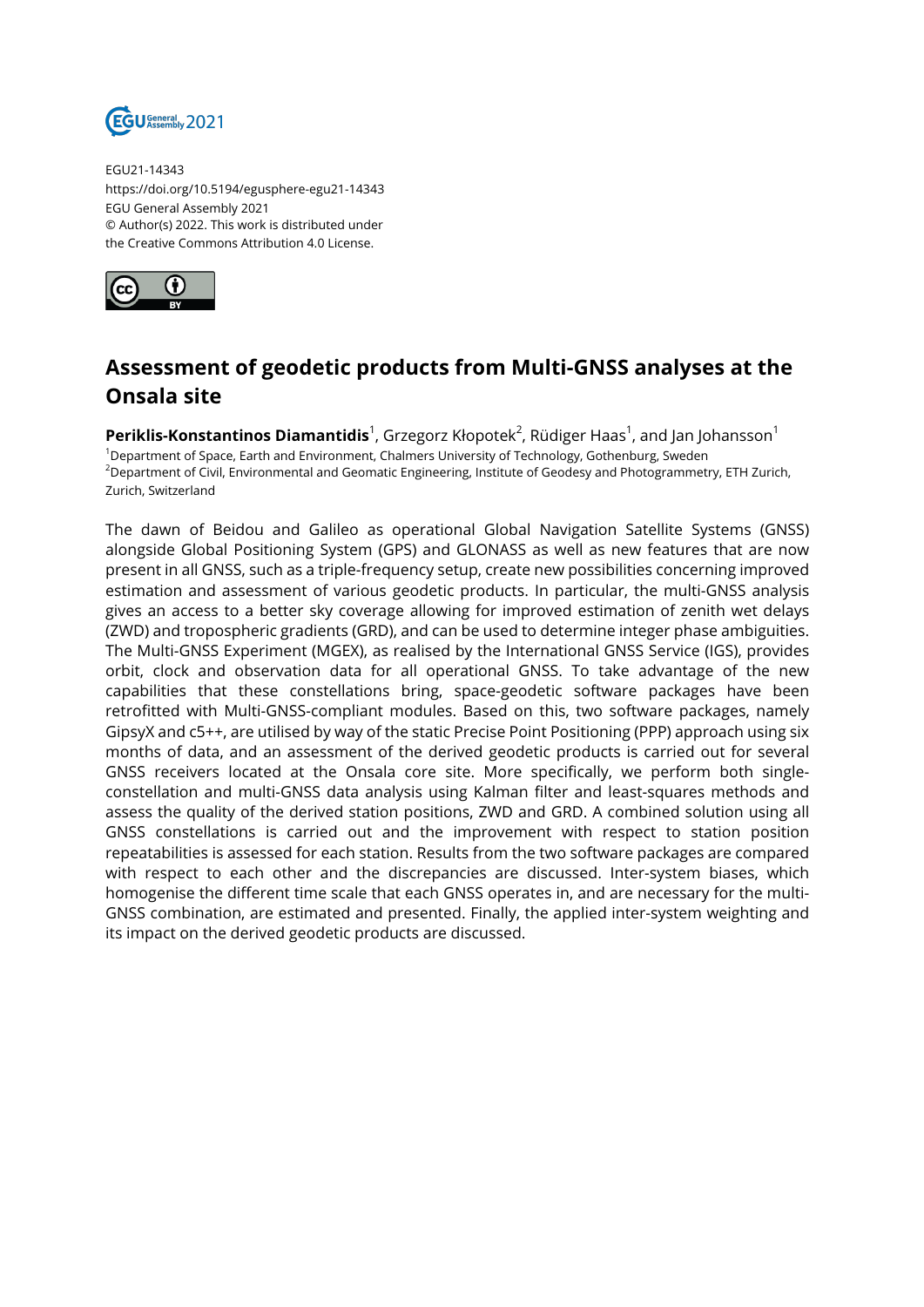EGU21-14343
https://doi.org/10.5194/egusphere-egu21-14343
EGU General Assembly 2021
© Author(s) 2022. This work is distributed under
the Creative Commons Attribution 4.0 License.

# Assessment of geodetic products from Multi-GNSS analyses at the Onsala site

**Periklis-Konstantinos Diamantidis**[1], Grzegorz Kłopotek[2], Rüdiger Haas[1], and Jan Johansson[1]

[1]Department of Space, Earth and Environment, Chalmers University of Technology, Gothenburg, Sweden
[2]Department of Civil, Environmental and Geomatic Engineering, Institute of Geodesy and Photogrammetry, ETH Zurich, Zurich, Switzerland

The dawn of Beidou and Galileo as operational Global Navigation Satellite Systems (GNSS) alongside Global Positioning System (GPS) and GLONASS as well as new features that are now present in all GNSS, such as a triple-frequency setup, create new possibilities concerning improved estimation and assessment of various geodetic products. In particular, the multi-GNSS analysis gives an access to a better sky coverage allowing for improved estimation of zenith wet delays (ZWD) and tropospheric gradients (GRD), and can be used to determine integer phase ambiguities. The Multi-GNSS Experiment (MGEX), as realised by the International GNSS Service (IGS), provides orbit, clock and observation data for all operational GNSS. To take advantage of the new capabilities that these constellations bring, space-geodetic software packages have been retrofitted with Multi-GNSS-compliant modules. Based on this, two software packages, namely GipsyX and c5++, are utilised by way of the static Precise Point Positioning (PPP) approach using six months of data, and an assessment of the derived geodetic products is carried out for several GNSS receivers located at the Onsala core site. More specifically, we perform both single-constellation and multi-GNSS data analysis using Kalman filter and least-squares methods and assess the quality of the derived station positions, ZWD and GRD. A combined solution using all GNSS constellations is carried out and the improvement with respect to station position repeatabilities is assessed for each station. Results from the two software packages are compared with respect to each other and the discrepancies are discussed. Inter-system biases, which homogenise the different time scale that each GNSS operates in, and are necessary for the multi-GNSS combination, are estimated and presented. Finally, the applied inter-system weighting and its impact on the derived geodetic products are discussed.